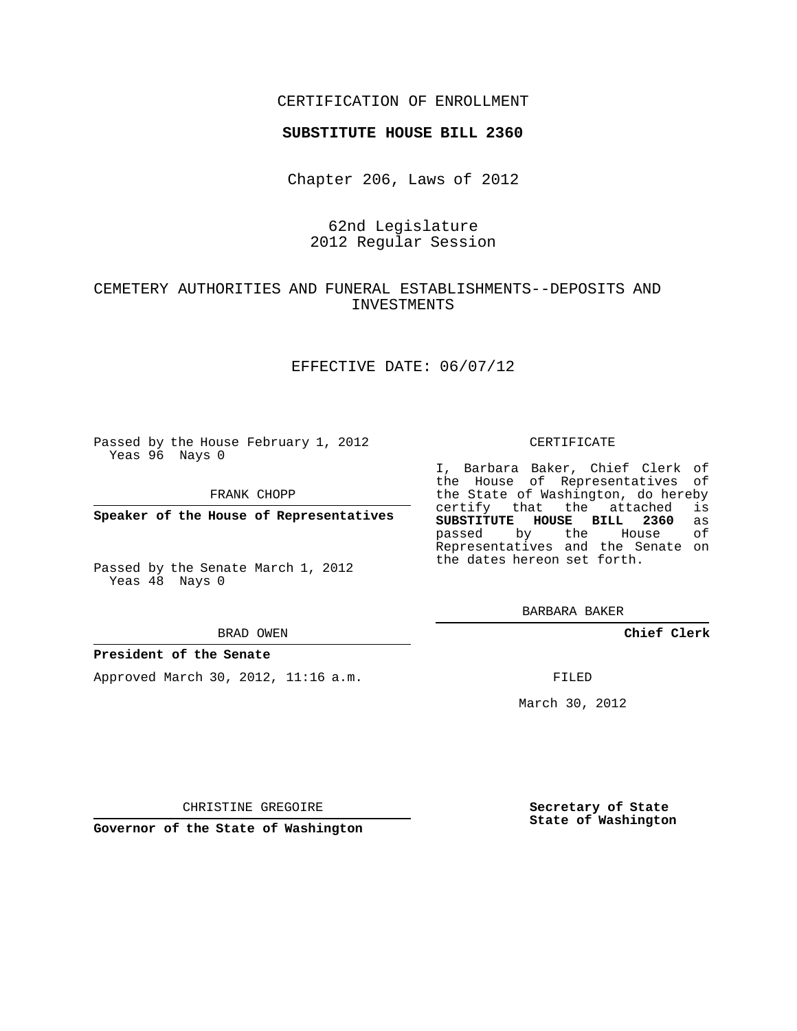CERTIFICATION OF ENROLLMENT

**SUBSTITUTE HOUSE BILL 2360**

Chapter 206, Laws of 2012

62nd Legislature
2012 Regular Session

CEMETERY AUTHORITIES AND FUNERAL ESTABLISHMENTS--DEPOSITS AND INVESTMENTS

EFFECTIVE DATE: 06/07/12

Passed by the House February 1, 2012
Yeas 96 Nays 0

FRANK CHOPP

**Speaker of the House of Representatives**

Passed by the Senate March 1, 2012
Yeas 48 Nays 0

BRAD OWEN

**President of the Senate**

Approved March 30, 2012, 11:16 a.m.

CHRISTINE GREGOIRE

**Governor of the State of Washington**

CERTIFICATE

I, Barbara Baker, Chief Clerk of the House of Representatives of the State of Washington, do hereby certify that the attached is **SUBSTITUTE HOUSE BILL 2360** as passed by the House of Representatives and the Senate on the dates hereon set forth.

BARBARA BAKER

**Chief Clerk**

FILED

March 30, 2012

**Secretary of State**
**State of Washington**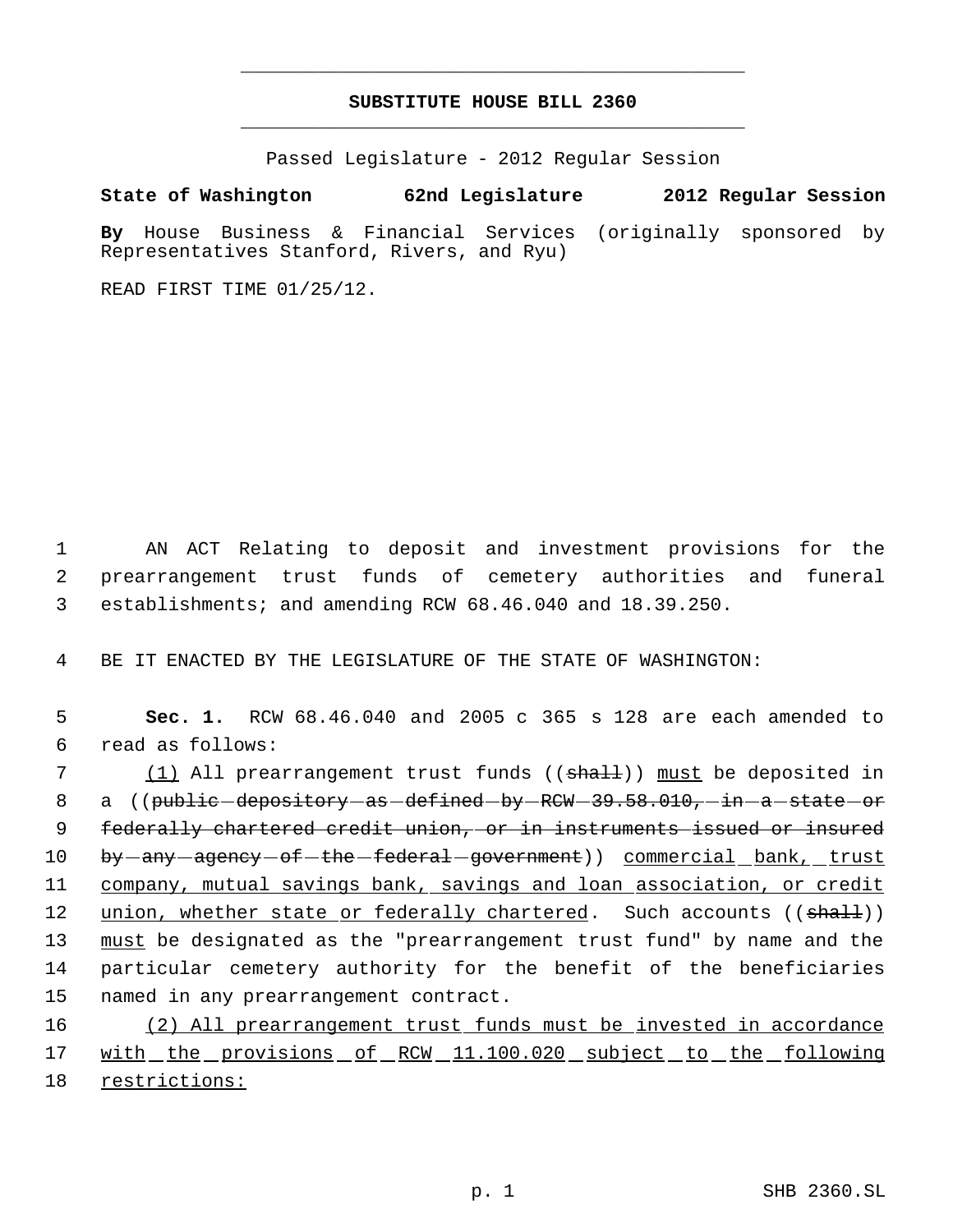# SUBSTITUTE HOUSE BILL 2360

Passed Legislature - 2012 Regular Session

**State of Washington 62nd Legislature 2012 Regular Session**

**By** House Business & Financial Services (originally sponsored by Representatives Stanford, Rivers, and Ryu)

READ FIRST TIME 01/25/12.

AN ACT Relating to deposit and investment provisions for the prearrangement trust funds of cemetery authorities and funeral establishments; and amending RCW 68.46.040 and 18.39.250.

BE IT ENACTED BY THE LEGISLATURE OF THE STATE OF WASHINGTON:

**Sec. 1.** RCW 68.46.040 and 2005 c 365 s 128 are each amended to read as follows:

(1) All prearrangement trust funds ((~~shall~~)) must be deposited in a ((~~public depository as defined by RCW 39.58.010, in a state or federally chartered credit union, or in instruments issued or insured by any agency of the federal government~~)) commercial bank, trust company, mutual savings bank, savings and loan association, or credit union, whether state or federally chartered. Such accounts ((~~shall~~)) must be designated as the "prearrangement trust fund" by name and the particular cemetery authority for the benefit of the beneficiaries named in any prearrangement contract.

(2) All prearrangement trust funds must be invested in accordance with the provisions of RCW 11.100.020 subject to the following restrictions: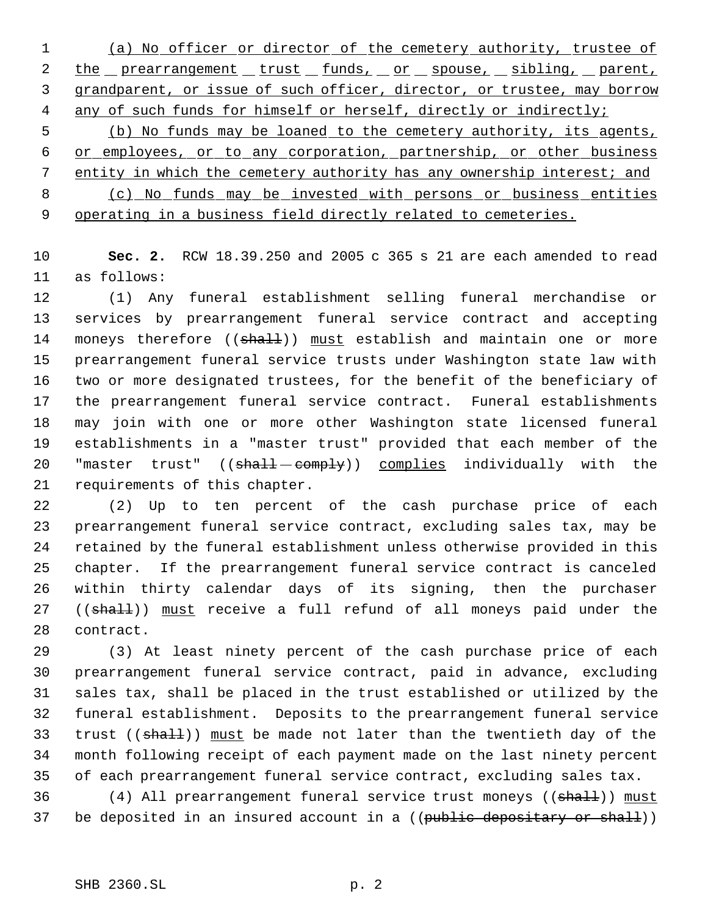(a) No officer or director of the cemetery authority, trustee of the prearrangement trust funds, or spouse, sibling, parent, grandparent, or issue of such officer, director, or trustee, may borrow any of such funds for himself or herself, directly or indirectly;

(b) No funds may be loaned to the cemetery authority, its agents, or employees, or to any corporation, partnership, or other business entity in which the cemetery authority has any ownership interest; and

(c) No funds may be invested with persons or business entities operating in a business field directly related to cemeteries.

**Sec. 2.** RCW 18.39.250 and 2005 c 365 s 21 are each amended to read as follows:

(1) Any funeral establishment selling funeral merchandise or services by prearrangement funeral service contract and accepting moneys therefore ((~~shall~~)) must establish and maintain one or more prearrangement funeral service trusts under Washington state law with two or more designated trustees, for the benefit of the beneficiary of the prearrangement funeral service contract. Funeral establishments may join with one or more other Washington state licensed funeral establishments in a "master trust" provided that each member of the "master trust" ((~~shall comply~~)) complies individually with the requirements of this chapter.

(2) Up to ten percent of the cash purchase price of each prearrangement funeral service contract, excluding sales tax, may be retained by the funeral establishment unless otherwise provided in this chapter. If the prearrangement funeral service contract is canceled within thirty calendar days of its signing, then the purchaser ((~~shall~~)) must receive a full refund of all moneys paid under the contract.

(3) At least ninety percent of the cash purchase price of each prearrangement funeral service contract, paid in advance, excluding sales tax, shall be placed in the trust established or utilized by the funeral establishment. Deposits to the prearrangement funeral service trust ((~~shall~~)) must be made not later than the twentieth day of the month following receipt of each payment made on the last ninety percent of each prearrangement funeral service contract, excluding sales tax.

(4) All prearrangement funeral service trust moneys ((~~shall~~)) must be deposited in an insured account in a ((~~public depositary or shall~~))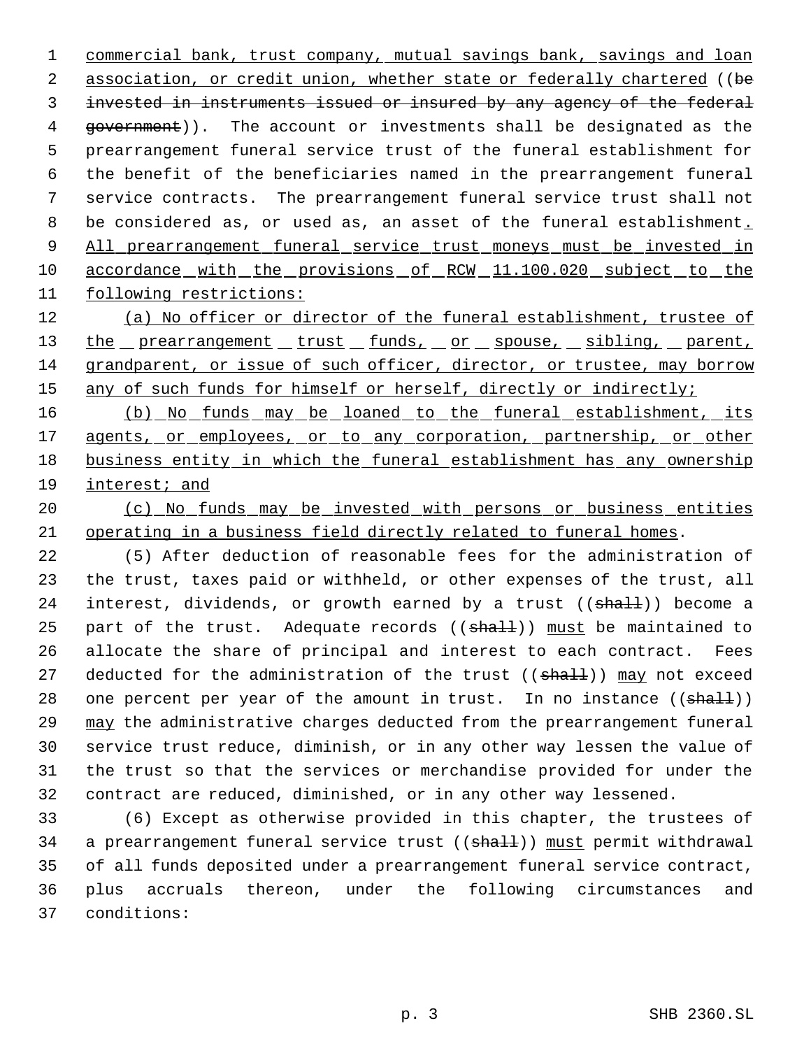commercial bank, trust company, mutual savings bank, savings and loan association, or credit union, whether state or federally chartered ((~~be invested in instruments issued or insured by any agency of the federal government~~)). The account or investments shall be designated as the prearrangement funeral service trust of the funeral establishment for the benefit of the beneficiaries named in the prearrangement funeral service contracts. The prearrangement funeral service trust shall not be considered as, or used as, an asset of the funeral establishment. All prearrangement funeral service trust moneys must be invested in accordance with the provisions of RCW 11.100.020 subject to the following restrictions:

(a) No officer or director of the funeral establishment, trustee of the prearrangement trust funds, or spouse, sibling, parent, grandparent, or issue of such officer, director, or trustee, may borrow any of such funds for himself or herself, directly or indirectly;

(b) No funds may be loaned to the funeral establishment, its agents, or employees, or to any corporation, partnership, or other business entity in which the funeral establishment has any ownership interest; and

(c) No funds may be invested with persons or business entities operating in a business field directly related to funeral homes.

(5) After deduction of reasonable fees for the administration of the trust, taxes paid or withheld, or other expenses of the trust, all interest, dividends, or growth earned by a trust ((~~shall~~)) become a part of the trust. Adequate records ((~~shall~~)) must be maintained to allocate the share of principal and interest to each contract. Fees deducted for the administration of the trust ((~~shall~~)) may not exceed one percent per year of the amount in trust. In no instance ((~~shall~~)) may the administrative charges deducted from the prearrangement funeral service trust reduce, diminish, or in any other way lessen the value of the trust so that the services or merchandise provided for under the contract are reduced, diminished, or in any other way lessened.

(6) Except as otherwise provided in this chapter, the trustees of a prearrangement funeral service trust ((~~shall~~)) must permit withdrawal of all funds deposited under a prearrangement funeral service contract, plus accruals thereon, under the following circumstances and conditions: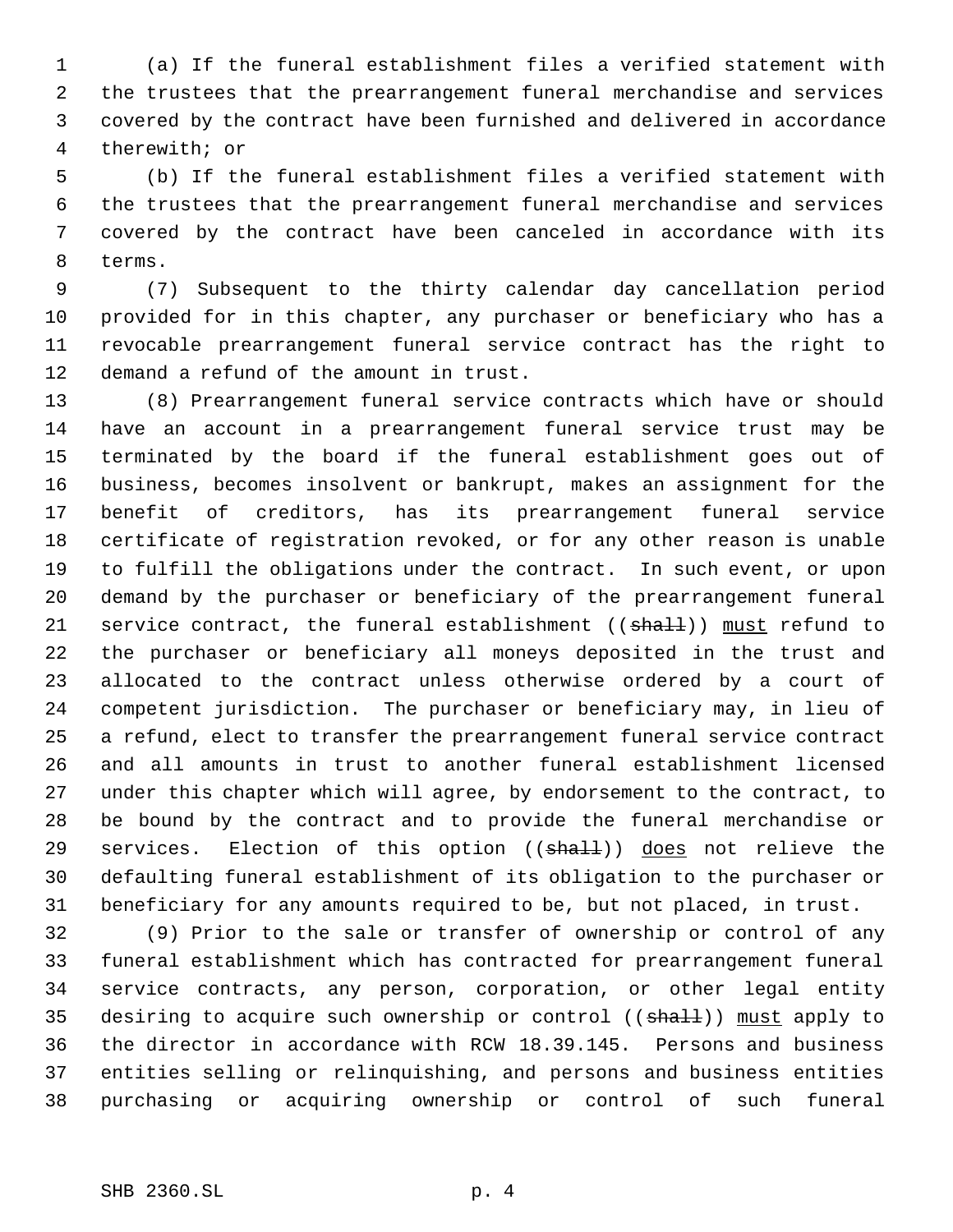(a) If the funeral establishment files a verified statement with the trustees that the prearrangement funeral merchandise and services covered by the contract have been furnished and delivered in accordance therewith; or

(b) If the funeral establishment files a verified statement with the trustees that the prearrangement funeral merchandise and services covered by the contract have been canceled in accordance with its terms.

(7) Subsequent to the thirty calendar day cancellation period provided for in this chapter, any purchaser or beneficiary who has a revocable prearrangement funeral service contract has the right to demand a refund of the amount in trust.

(8) Prearrangement funeral service contracts which have or should have an account in a prearrangement funeral service trust may be terminated by the board if the funeral establishment goes out of business, becomes insolvent or bankrupt, makes an assignment for the benefit of creditors, has its prearrangement funeral service certificate of registration revoked, or for any other reason is unable to fulfill the obligations under the contract. In such event, or upon demand by the purchaser or beneficiary of the prearrangement funeral service contract, the funeral establishment ((~~shall~~)) <u>must</u> refund to the purchaser or beneficiary all moneys deposited in the trust and allocated to the contract unless otherwise ordered by a court of competent jurisdiction. The purchaser or beneficiary may, in lieu of a refund, elect to transfer the prearrangement funeral service contract and all amounts in trust to another funeral establishment licensed under this chapter which will agree, by endorsement to the contract, to be bound by the contract and to provide the funeral merchandise or services. Election of this option ((~~shall~~)) <u>does</u> not relieve the defaulting funeral establishment of its obligation to the purchaser or beneficiary for any amounts required to be, but not placed, in trust.

(9) Prior to the sale or transfer of ownership or control of any funeral establishment which has contracted for prearrangement funeral service contracts, any person, corporation, or other legal entity desiring to acquire such ownership or control ((~~shall~~)) <u>must</u> apply to the director in accordance with RCW 18.39.145. Persons and business entities selling or relinquishing, and persons and business entities purchasing or acquiring ownership or control of such funeral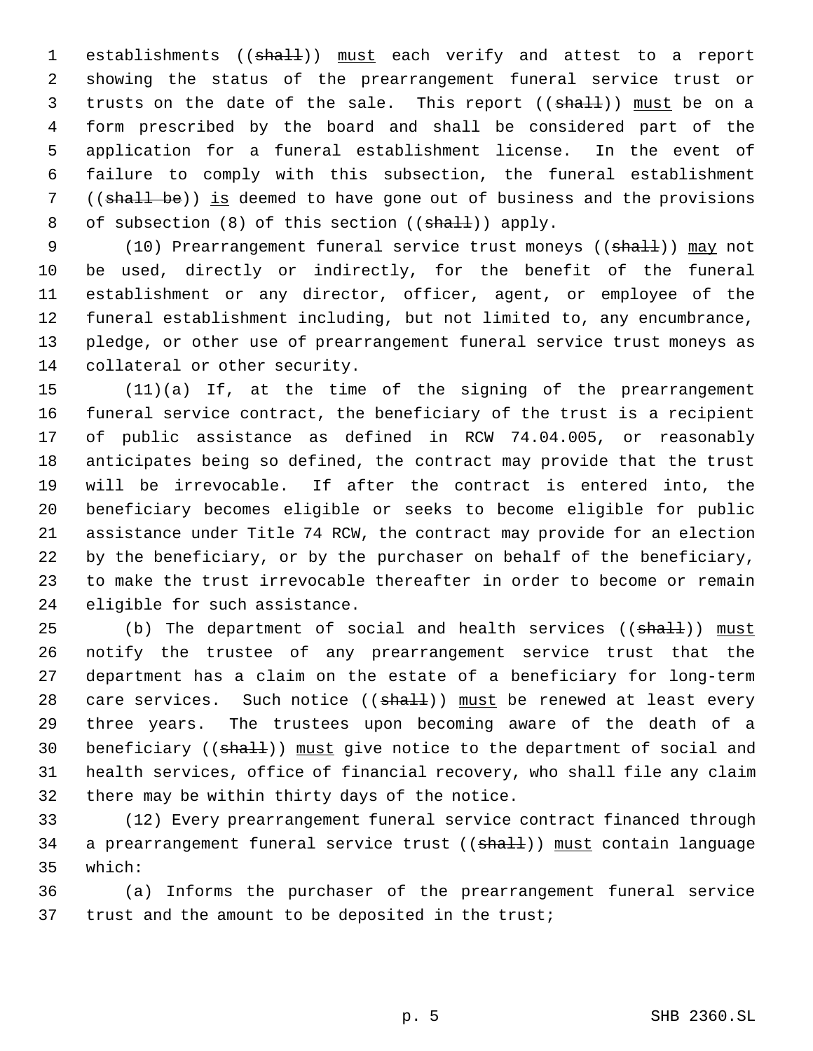establishments ((~~shall~~)) <u>must</u> each verify and attest to a report showing the status of the prearrangement funeral service trust or trusts on the date of the sale. This report ((~~shall~~)) <u>must</u> be on a form prescribed by the board and shall be considered part of the application for a funeral establishment license. In the event of failure to comply with this subsection, the funeral establishment ((~~shall be~~)) <u>is</u> deemed to have gone out of business and the provisions of subsection (8) of this section ((~~shall~~)) apply.

(10) Prearrangement funeral service trust moneys ((~~shall~~)) <u>may</u> not be used, directly or indirectly, for the benefit of the funeral establishment or any director, officer, agent, or employee of the funeral establishment including, but not limited to, any encumbrance, pledge, or other use of prearrangement funeral service trust moneys as collateral or other security.

(11)(a) If, at the time of the signing of the prearrangement funeral service contract, the beneficiary of the trust is a recipient of public assistance as defined in RCW 74.04.005, or reasonably anticipates being so defined, the contract may provide that the trust will be irrevocable. If after the contract is entered into, the beneficiary becomes eligible or seeks to become eligible for public assistance under Title 74 RCW, the contract may provide for an election by the beneficiary, or by the purchaser on behalf of the beneficiary, to make the trust irrevocable thereafter in order to become or remain eligible for such assistance.

(b) The department of social and health services ((~~shall~~)) <u>must</u> notify the trustee of any prearrangement service trust that the department has a claim on the estate of a beneficiary for long-term care services. Such notice ((~~shall~~)) <u>must</u> be renewed at least every three years. The trustees upon becoming aware of the death of a beneficiary ((~~shall~~)) <u>must</u> give notice to the department of social and health services, office of financial recovery, who shall file any claim there may be within thirty days of the notice.

(12) Every prearrangement funeral service contract financed through a prearrangement funeral service trust ((~~shall~~)) <u>must</u> contain language which:

(a) Informs the purchaser of the prearrangement funeral service trust and the amount to be deposited in the trust;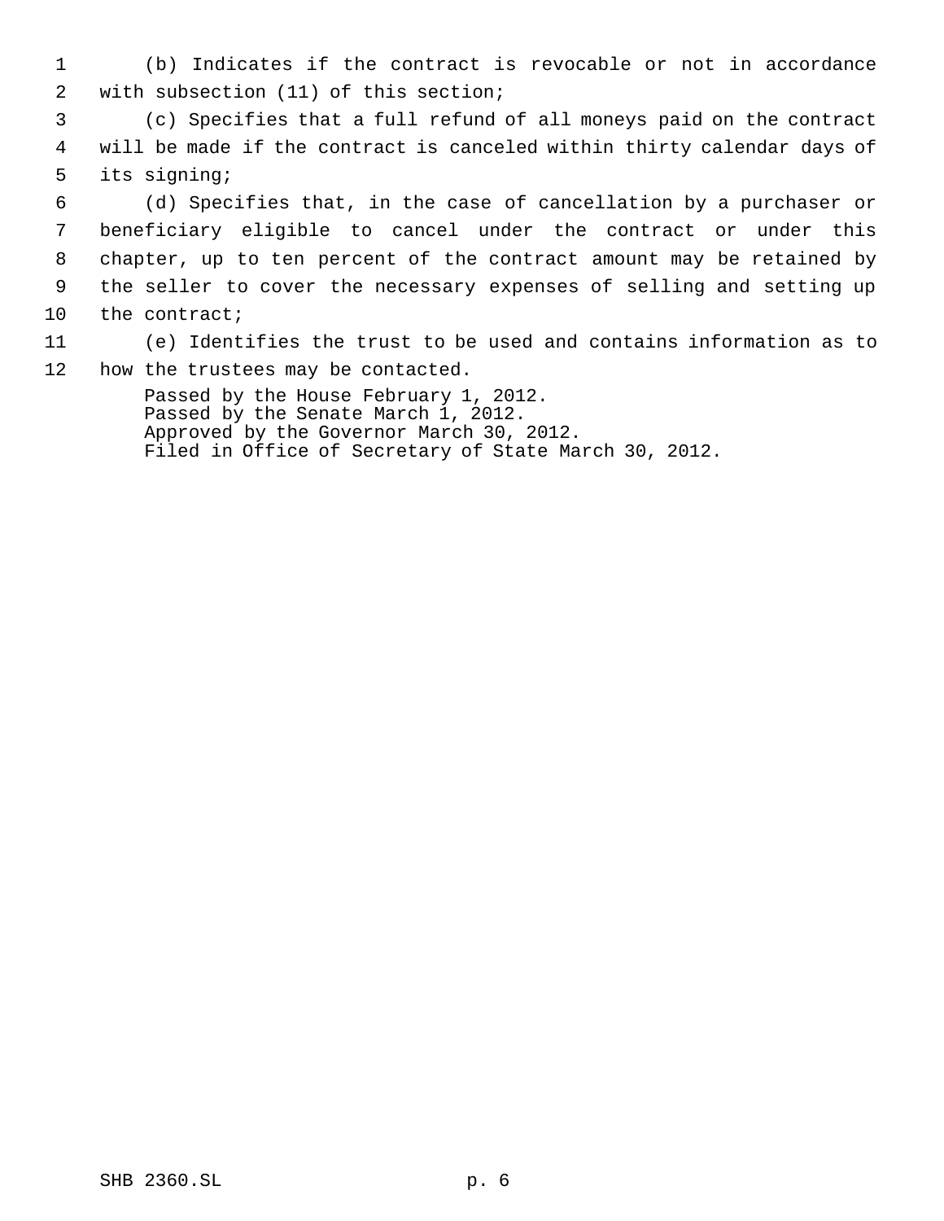(b) Indicates if the contract is revocable or not in accordance with subsection (11) of this section;

(c) Specifies that a full refund of all moneys paid on the contract will be made if the contract is canceled within thirty calendar days of its signing;

(d) Specifies that, in the case of cancellation by a purchaser or beneficiary eligible to cancel under the contract or under this chapter, up to ten percent of the contract amount may be retained by the seller to cover the necessary expenses of selling and setting up the contract;

(e) Identifies the trust to be used and contains information as to how the trustees may be contacted.

Passed by the House February 1, 2012.
Passed by the Senate March 1, 2012.
Approved by the Governor March 30, 2012.
Filed in Office of Secretary of State March 30, 2012.